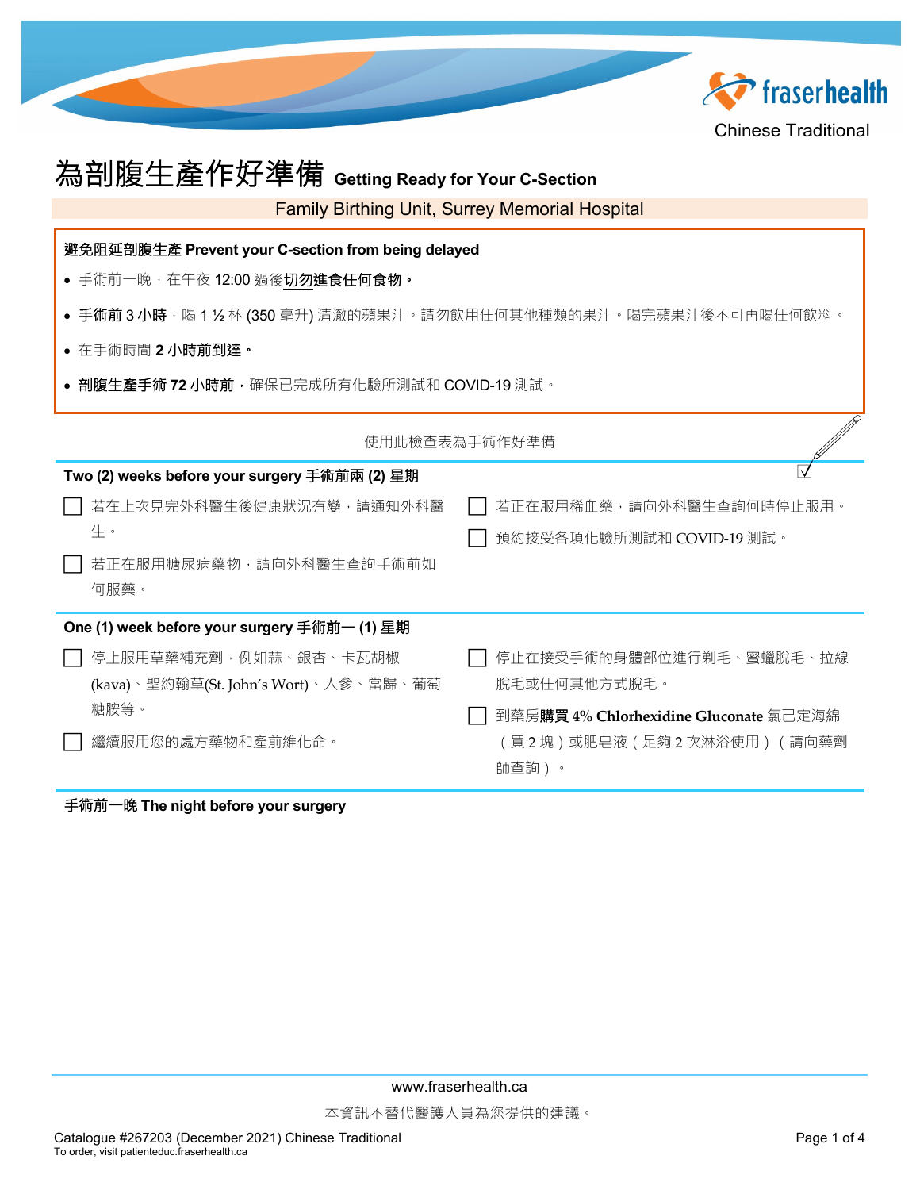Chinese Traditional

# 為剖腹生產作好準備 Getting Ready for Your C-Section

Family Birthing Unit, Surrey Memorial Hospital

**避免阻延剖腹生產 Prevent your C-section from being delayed**

- 手術前一晚，在午夜 12:00 過後**切勿進食任何食物。**
- **手術前 3 小時**，喝 1 ½ 杯 (350 毫升) 清澈的蘋果汁。請勿飲用任何其他種類的果汁。喝完蘋果汁後不可再喝任何飲料。
- 在手術時間 **2 小時前到達。**
- **剖腹生產手術 72 小時前**，確保已完成所有化驗所測試和 COVID-19 測試。

使用此檢查表為手術作好準備

## Two (2) weeks before your surgery 手術前兩 (2) 星期

- [ ] 若在上次見完外科醫生後健康狀況有變，請通知外科醫生。
- [ ] 若正在服用糖尿病藥物，請向外科醫生查詢手術前如何服藥。
- [ ] 若正在服用稀血藥，請向外科醫生查詢何時停止服用。
- [ ] 預約接受各項化驗所測試和 COVID-19 測試。

## One (1) week before your surgery 手術前一 (1) 星期

- [ ] 停止服用草藥補充劑，例如蒜、銀杏、卡瓦胡椒 (kava)、聖約翰草(St. John's Wort)、人參、當歸、葡萄糖胺等。
- [ ] 繼續服用您的處方藥物和產前維他命。
- [ ] 停止在接受手術的身體部位進行剃毛、蜜蠟脫毛、拉線脫毛或任何其他方式脫毛。
- [ ] 到藥房**購買 4% Chlorhexidine Gluconate** 氯己定海綿（買 2 塊）或肥皂液（足夠 2 次淋浴使用）（請向藥劑師查詢）。

## 手術前一晚 The night before your surgery

www.fraserhealth.ca

本資訊不替代醫護人員為您提供的建議。

Catalogue #267203 (December 2021) Chinese Traditional
To order, visit patienteduc.fraserhealth.ca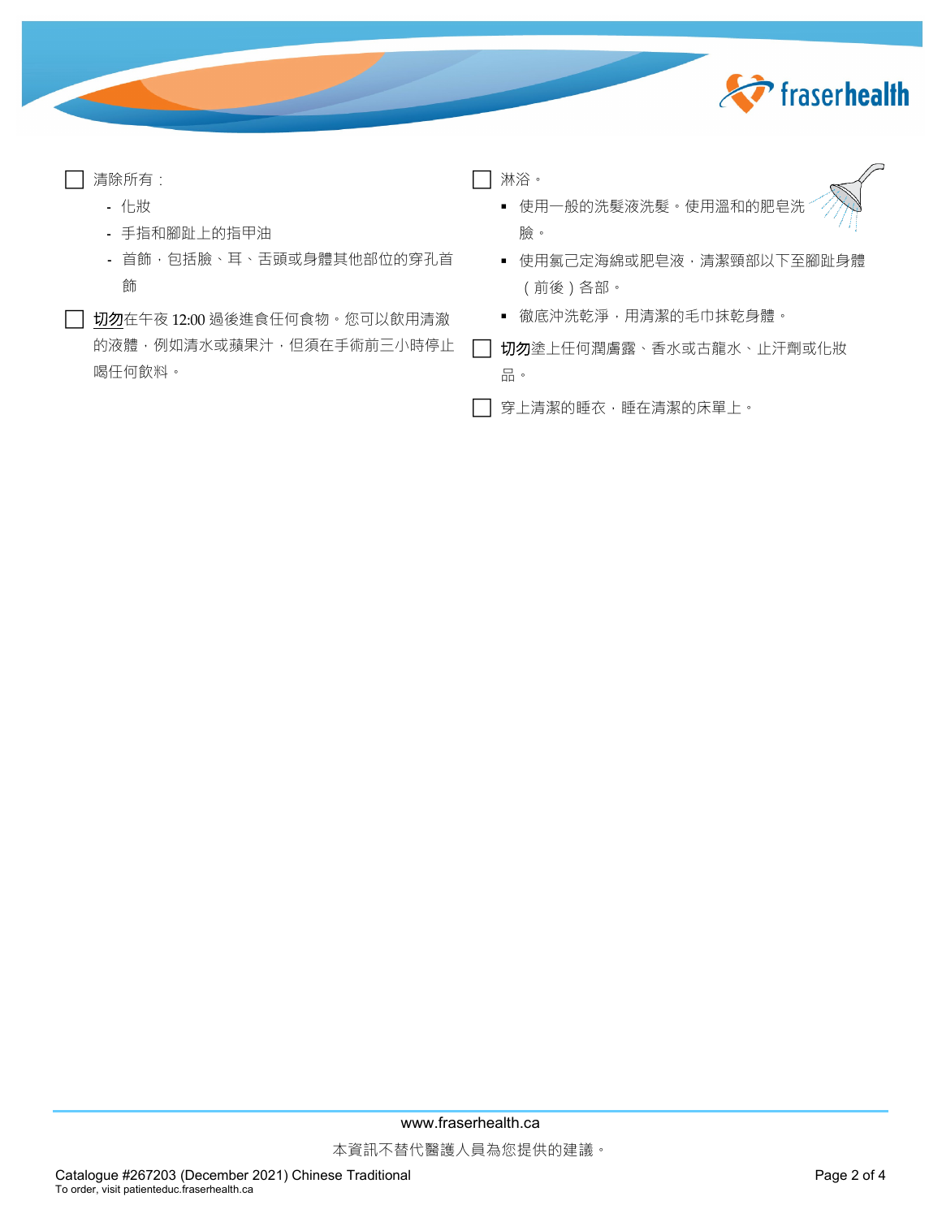- [ ] 清除所有：
  - 化妝
  - 手指和腳趾上的指甲油
  - 首飾，包括臉、耳、舌頭或身體其他部位的穿孔首飾
- [ ] **切勿**在午夜 12:00 過後進食任何食物。您可以飲用清澈的液體，例如清水或蘋果汁，但須在手術前三小時停止喝任何飲料。
- [ ] 淋浴。
  - 使用一般的洗髮液洗髮。使用溫和的肥皂洗臉。
  - 使用氯己定海綿或肥皂液，清潔頸部以下至腳趾身體（前後）各部。
  - 徹底沖洗乾淨，用清潔的毛巾抹乾身體。
- [ ] **切勿**塗上任何潤膚露、香水或古龍水、止汗劑或化妝品。
- [ ] 穿上清潔的睡衣，睡在清潔的床單上。

www.fraserhealth.ca

本資訊不替代醫護人員為您提供的建議。

Catalogue #267203 (December 2021) Chinese Traditional
To order, visit patienteduc.fraserhealth.ca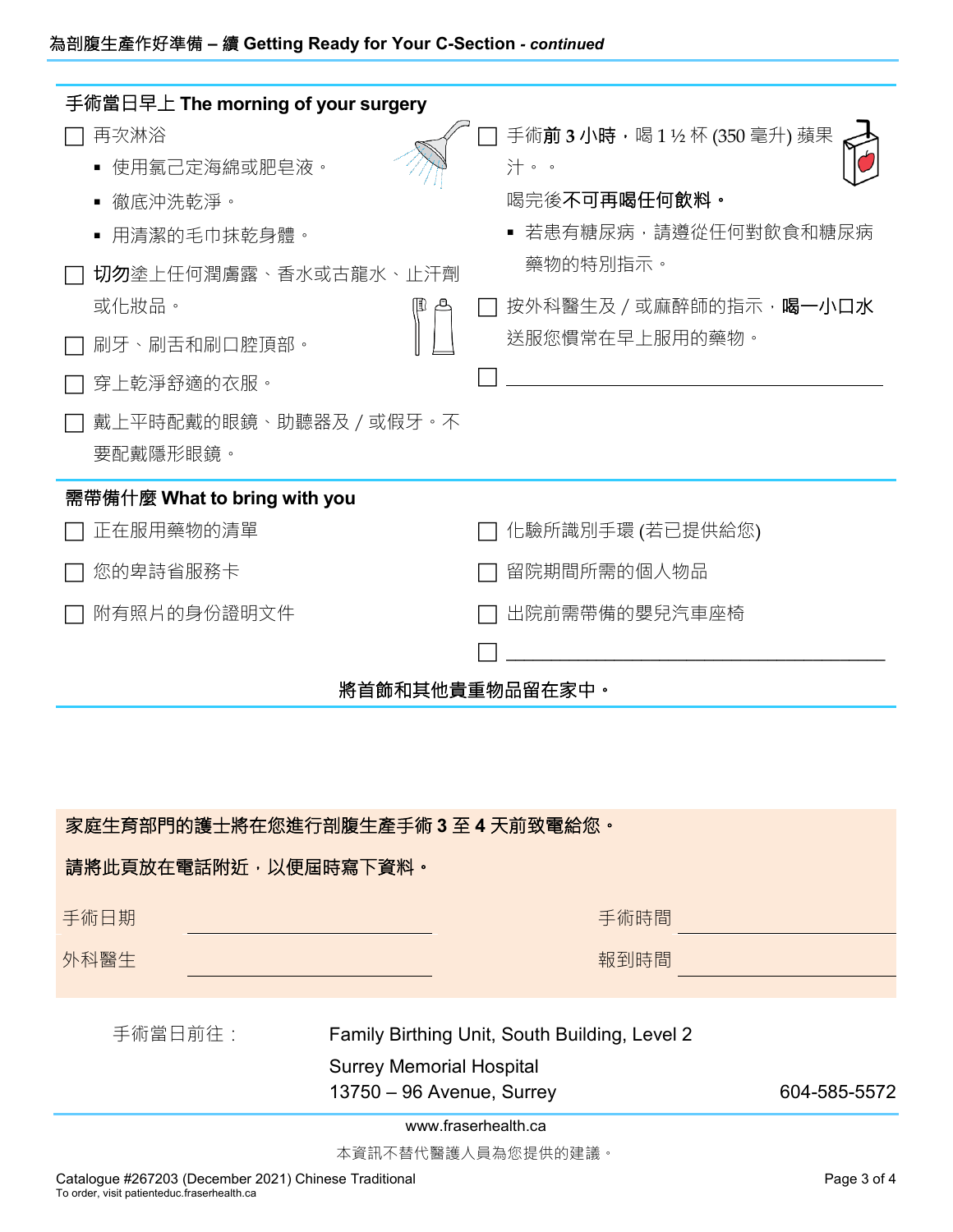## 手術當日早上 The morning of your surgery

- ☐ 再次淋浴
  - 使用氯己定海綿或肥皂液。
  - 徹底沖洗乾淨。
  - 用清潔的毛巾抹乾身體。
- ☐ **切勿**塗上任何潤膚露、香水或古龍水、止汗劑或化妝品。
- ☐ 刷牙、刷舌和刷口腔頂部。
- ☐ 穿上乾淨舒適的衣服。
- ☐ 戴上平時配戴的眼鏡、助聽器及 / 或假牙。不要配戴隱形眼鏡。
- ☐ 手術**前 3 小時**，喝 1 ½ 杯 (350 毫升) 蘋果汁。。

  喝完後**不可再喝任何飲料。**
  - 若患有糖尿病，請遵從任何對飲食和糖尿病藥物的特別指示。
- ☐ 按外科醫生及 / 或麻醉師的指示，**喝一小口水**送服您慣常在早上服用的藥物。
- ☐ ________________________________

## 需帶備什麼 What to bring with you

- ☐ 正在服用藥物的清單
- ☐ 您的卑詩省服務卡
- ☐ 附有照片的身份證明文件
- ☐ 化驗所識別手環 (若已提供給您)
- ☐ 留院期間所需的個人物品
- ☐ 出院前需帶備的嬰兒汽車座椅
- ☐ ________________________________

**將首飾和其他貴重物品留在家中。**

**家庭生育部門的護士將在您進行剖腹生產手術 3 至 4 天前致電給您。**

**請將此頁放在電話附近，以便屆時寫下資料。**

手術日期 ________________ 手術時間 ________________

外科醫生 ________________ 報到時間 ________________

手術當日前往：

Family Birthing Unit, South Building, Level 2
Surrey Memorial Hospital
13750 – 96 Avenue, Surrey
604-585-5572

www.fraserhealth.ca

本資訊不替代醫護人員為您提供的建議。

Catalogue #267203 (December 2021) Chinese Traditional
To order, visit patienteduc.fraserhealth.ca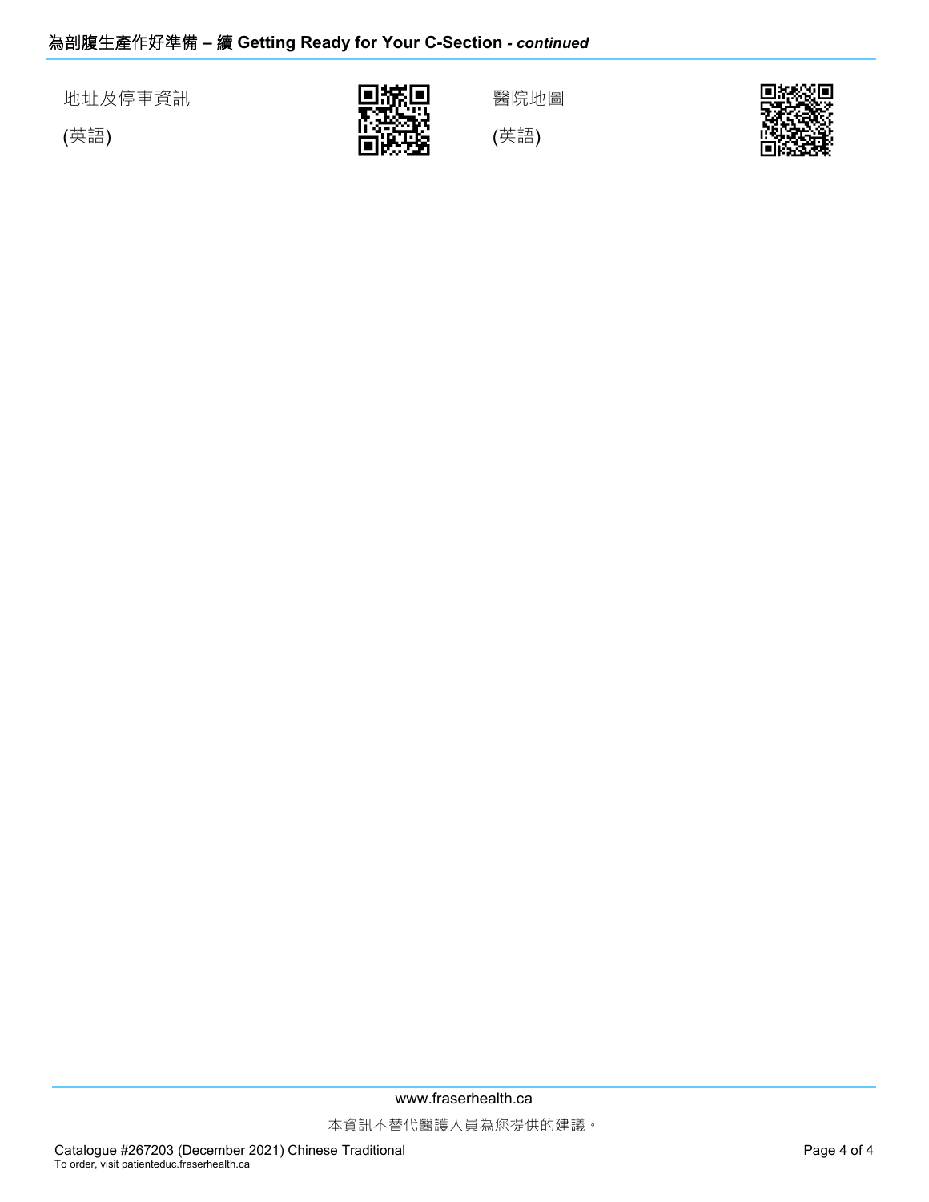地址及停車資訊

(英語)

醫院地圖

(英語)

www.fraserhealth.ca

本資訊不替代醫護人員為您提供的建議。

Catalogue #267203 (December 2021) Chinese Traditional
To order, visit patienteduc.fraserhealth.ca